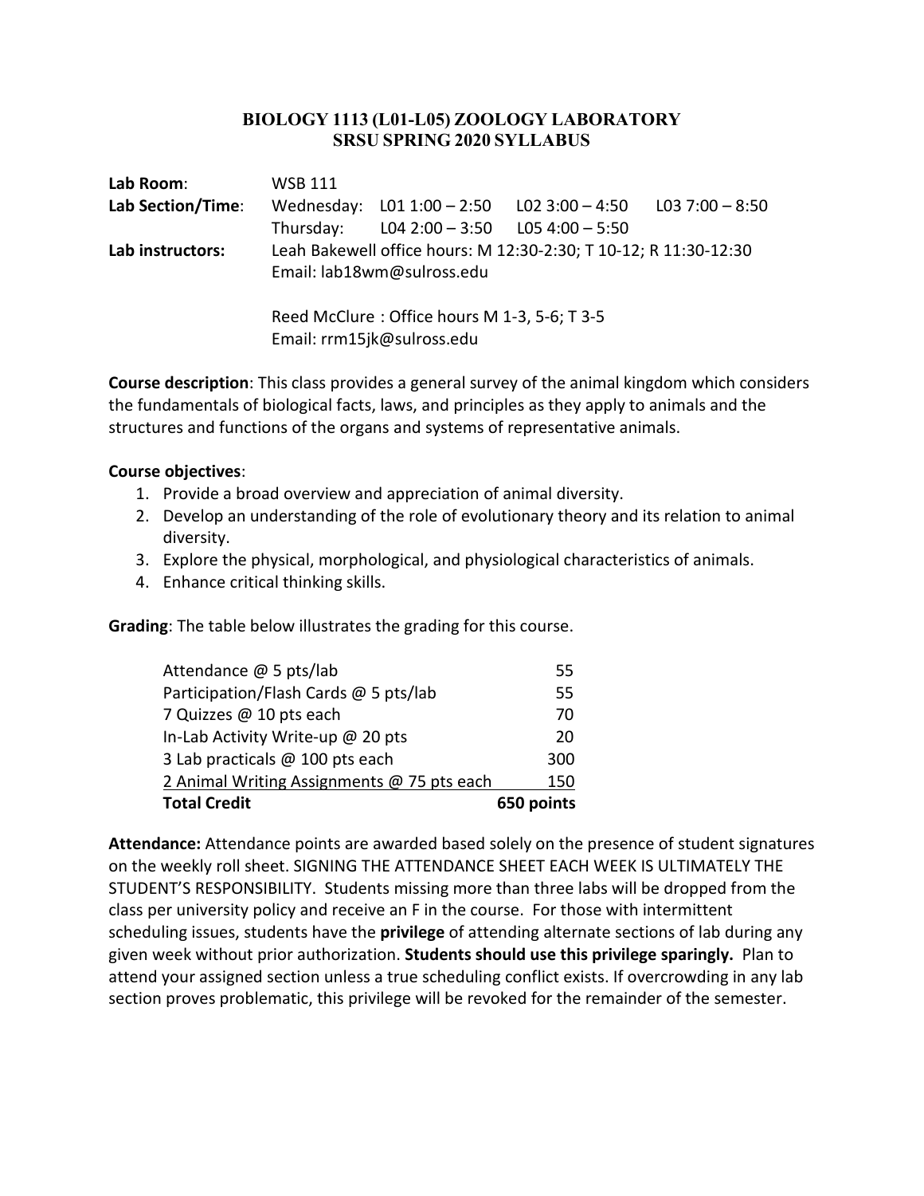# BIOLOGY 1113 (L01-L05) ZOOLOGY LABORATORY
## SRSU SPRING 2020 SYLLABUS

| | | | | |
|---|---|---|---|---|
| **Lab Room**: | WSB 111 | | | |
| **Lab Section/Time**: | Wednesday: | L01 1:00 – 2:50 | L02 3:00 – 4:50 | L03 7:00 – 8:50 |
| | Thursday: | L04 2:00 – 3:50 | L05 4:00 – 5:50 | |
| **Lab instructors:** | Leah Bakewell office hours: M 12:30-2:30; T 10-12; R 11:30-12:30 | | | |
| | Email: lab18wm@sulross.edu | | | |
| | Reed McClure : Office hours M 1-3, 5-6; T 3-5 | | | |
| | Email: rrm15jk@sulross.edu | | | |

**Course description**: This class provides a general survey of the animal kingdom which considers the fundamentals of biological facts, laws, and principles as they apply to animals and the structures and functions of the organs and systems of representative animals.

**Course objectives**:

1. Provide a broad overview and appreciation of animal diversity.
2. Develop an understanding of the role of evolutionary theory and its relation to animal diversity.
3. Explore the physical, morphological, and physiological characteristics of animals.
4. Enhance critical thinking skills.

**Grading**: The table below illustrates the grading for this course.

| Item | Points |
|---|---|
| Attendance @ 5 pts/lab | 55 |
| Participation/Flash Cards @ 5 pts/lab | 55 |
| 7 Quizzes @ 10 pts each | 70 |
| In-Lab Activity Write-up @ 20 pts | 20 |
| 3 Lab practicals @ 100 pts each | 300 |
| 2 Animal Writing Assignments @ 75 pts each | 150 |
| **Total Credit** | **650 points** |

**Attendance:** Attendance points are awarded based solely on the presence of student signatures on the weekly roll sheet. SIGNING THE ATTENDANCE SHEET EACH WEEK IS ULTIMATELY THE STUDENT'S RESPONSIBILITY. Students missing more than three labs will be dropped from the class per university policy and receive an F in the course. For those with intermittent scheduling issues, students have the **privilege** of attending alternate sections of lab during any given week without prior authorization. **Students should use this privilege sparingly.** Plan to attend your assigned section unless a true scheduling conflict exists. If overcrowding in any lab section proves problematic, this privilege will be revoked for the remainder of the semester.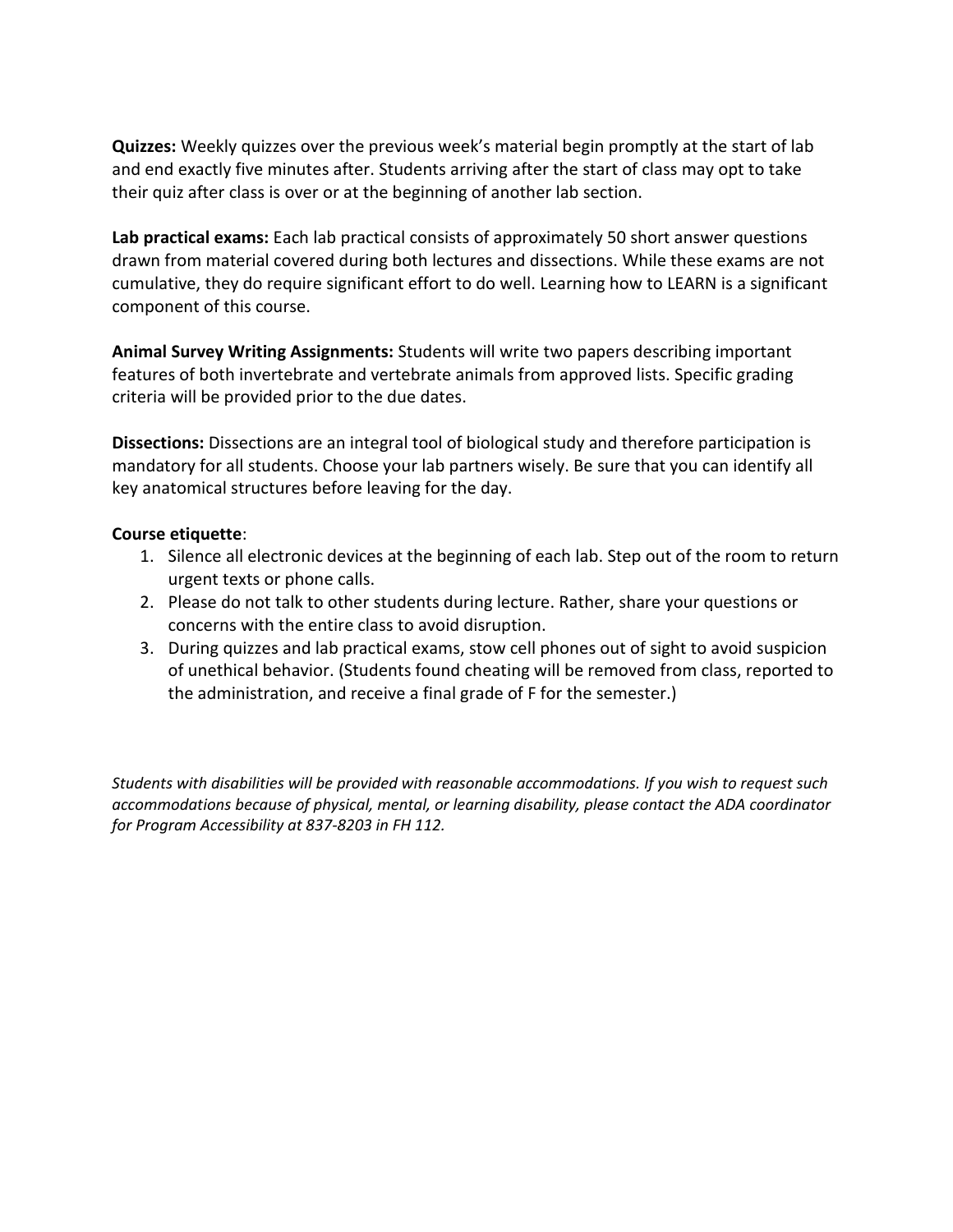**Quizzes:** Weekly quizzes over the previous week's material begin promptly at the start of lab and end exactly five minutes after. Students arriving after the start of class may opt to take their quiz after class is over or at the beginning of another lab section.

**Lab practical exams:** Each lab practical consists of approximately 50 short answer questions drawn from material covered during both lectures and dissections. While these exams are not cumulative, they do require significant effort to do well. Learning how to LEARN is a significant component of this course.

**Animal Survey Writing Assignments:** Students will write two papers describing important features of both invertebrate and vertebrate animals from approved lists. Specific grading criteria will be provided prior to the due dates.

**Dissections:** Dissections are an integral tool of biological study and therefore participation is mandatory for all students. Choose your lab partners wisely. Be sure that you can identify all key anatomical structures before leaving for the day.

**Course etiquette**:

1. Silence all electronic devices at the beginning of each lab. Step out of the room to return urgent texts or phone calls.
2. Please do not talk to other students during lecture. Rather, share your questions or concerns with the entire class to avoid disruption.
3. During quizzes and lab practical exams, stow cell phones out of sight to avoid suspicion of unethical behavior. (Students found cheating will be removed from class, reported to the administration, and receive a final grade of F for the semester.)

*Students with disabilities will be provided with reasonable accommodations. If you wish to request such accommodations because of physical, mental, or learning disability, please contact the ADA coordinator for Program Accessibility at 837-8203 in FH 112.*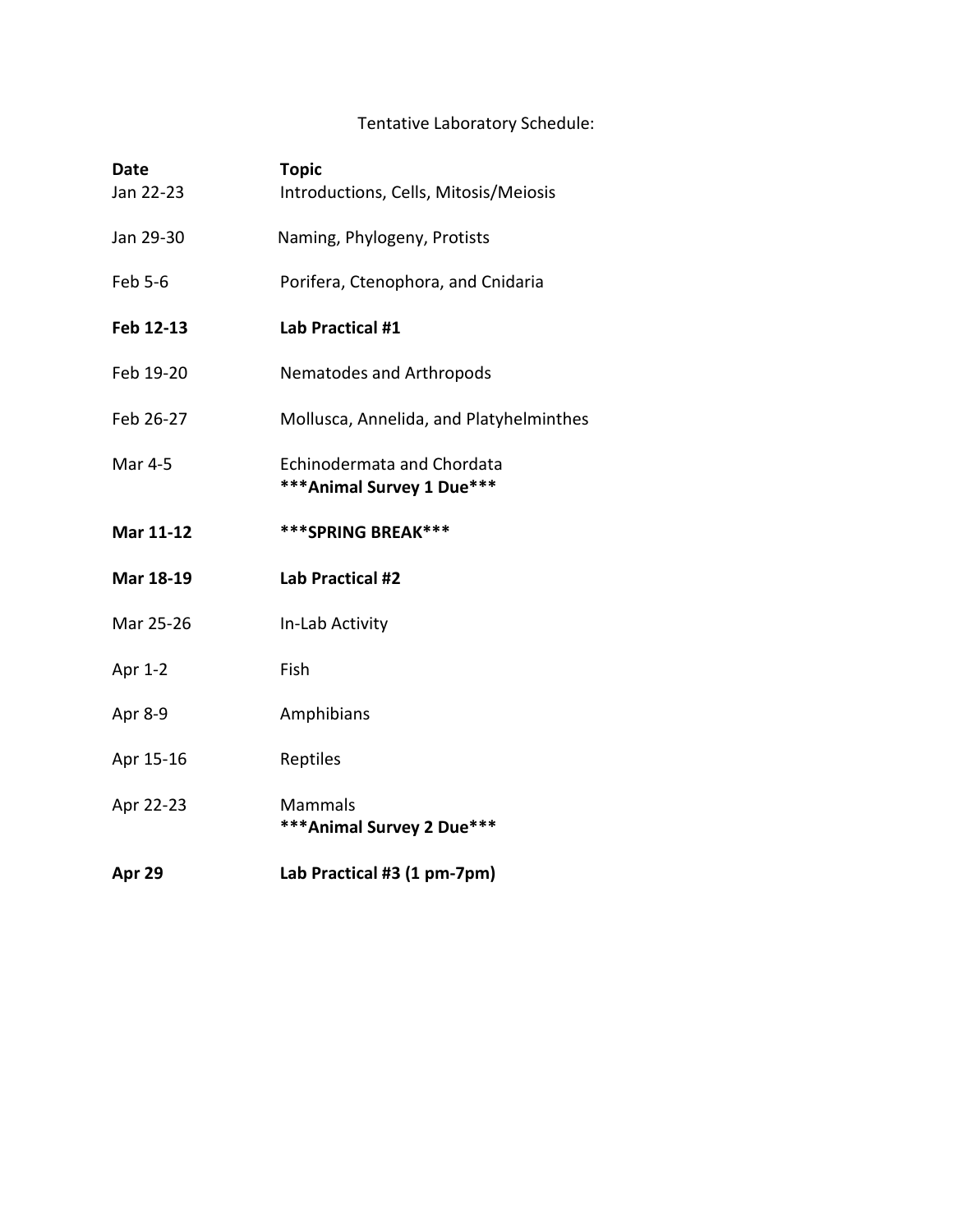Tentative Laboratory Schedule:

| **Date** | **Topic** |
|---|---|
| Jan 22-23 | Introductions, Cells, Mitosis/Meiosis |
| Jan 29-30 | Naming, Phylogeny, Protists |
| Feb 5-6 | Porifera, Ctenophora, and Cnidaria |
| **Feb 12-13** | **Lab Practical #1** |
| Feb 19-20 | Nematodes and Arthropods |
| Feb 26-27 | Mollusca, Annelida, and Platyhelminthes |
| Mar 4-5 | Echinodermata and Chordata<br>**\*\*\*Animal Survey 1 Due\*\*\*** |
| **Mar 11-12** | **\*\*\*SPRING BREAK\*\*\*** |
| **Mar 18-19** | **Lab Practical #2** |
| Mar 25-26 | In-Lab Activity |
| Apr 1-2 | Fish |
| Apr 8-9 | Amphibians |
| Apr 15-16 | Reptiles |
| Apr 22-23 | Mammals<br>**\*\*\*Animal Survey 2 Due\*\*\*** |
| **Apr 29** | **Lab Practical #3 (1 pm-7pm)** |